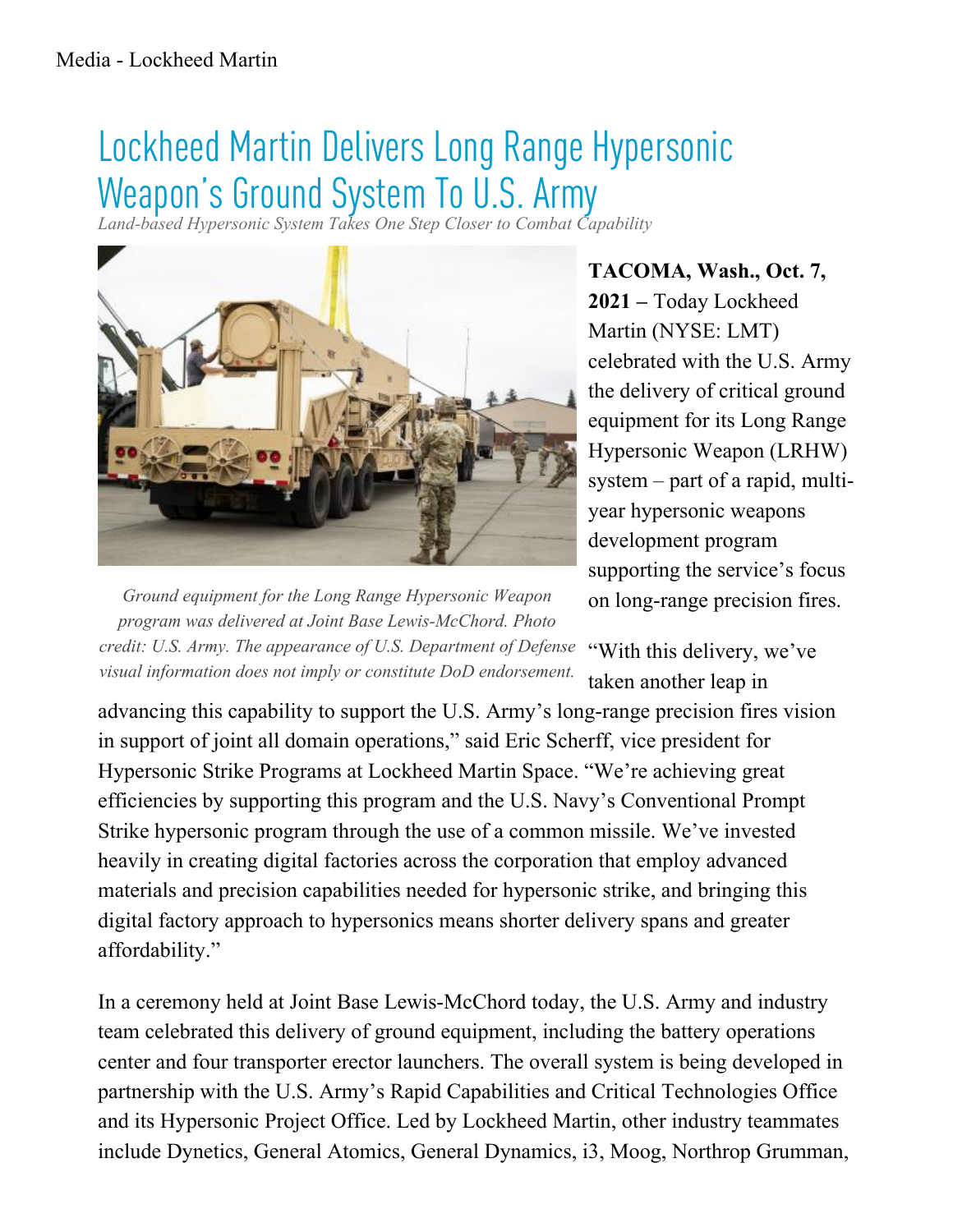# Lockheed Martin Delivers Long Range Hypersonic Weapon's Ground System To U.S. Army

*Land-based Hypersonic System Takes One Step Closer to Combat Capability*

*Ground equipment for the Long Range Hypersonic Weapon program was delivered at Joint Base Lewis-McChord. Photo credit: U.S. Army. The appearance of U.S. Department of Defense visual information does not imply or constitute DoD endorsement.*

**TACOMA, Wash., Oct. 7, 2021 –** Today Lockheed Martin (NYSE: LMT) celebrated with the U.S. Army the delivery of critical ground equipment for its Long Range Hypersonic Weapon (LRHW) system – part of a rapid, multi-year hypersonic weapons development program supporting the service's focus on long-range precision fires.

"With this delivery, we've taken another leap in advancing this capability to support the U.S. Army's long-range precision fires vision in support of joint all domain operations," said Eric Scherff, vice president for Hypersonic Strike Programs at Lockheed Martin Space. "We're achieving great efficiencies by supporting this program and the U.S. Navy's Conventional Prompt Strike hypersonic program through the use of a common missile. We've invested heavily in creating digital factories across the corporation that employ advanced materials and precision capabilities needed for hypersonic strike, and bringing this digital factory approach to hypersonics means shorter delivery spans and greater affordability."

In a ceremony held at Joint Base Lewis-McChord today, the U.S. Army and industry team celebrated this delivery of ground equipment, including the battery operations center and four transporter erector launchers. The overall system is being developed in partnership with the U.S. Army's Rapid Capabilities and Critical Technologies Office and its Hypersonic Project Office. Led by Lockheed Martin, other industry teammates include Dynetics, General Atomics, General Dynamics, i3, Moog, Northrop Grumman,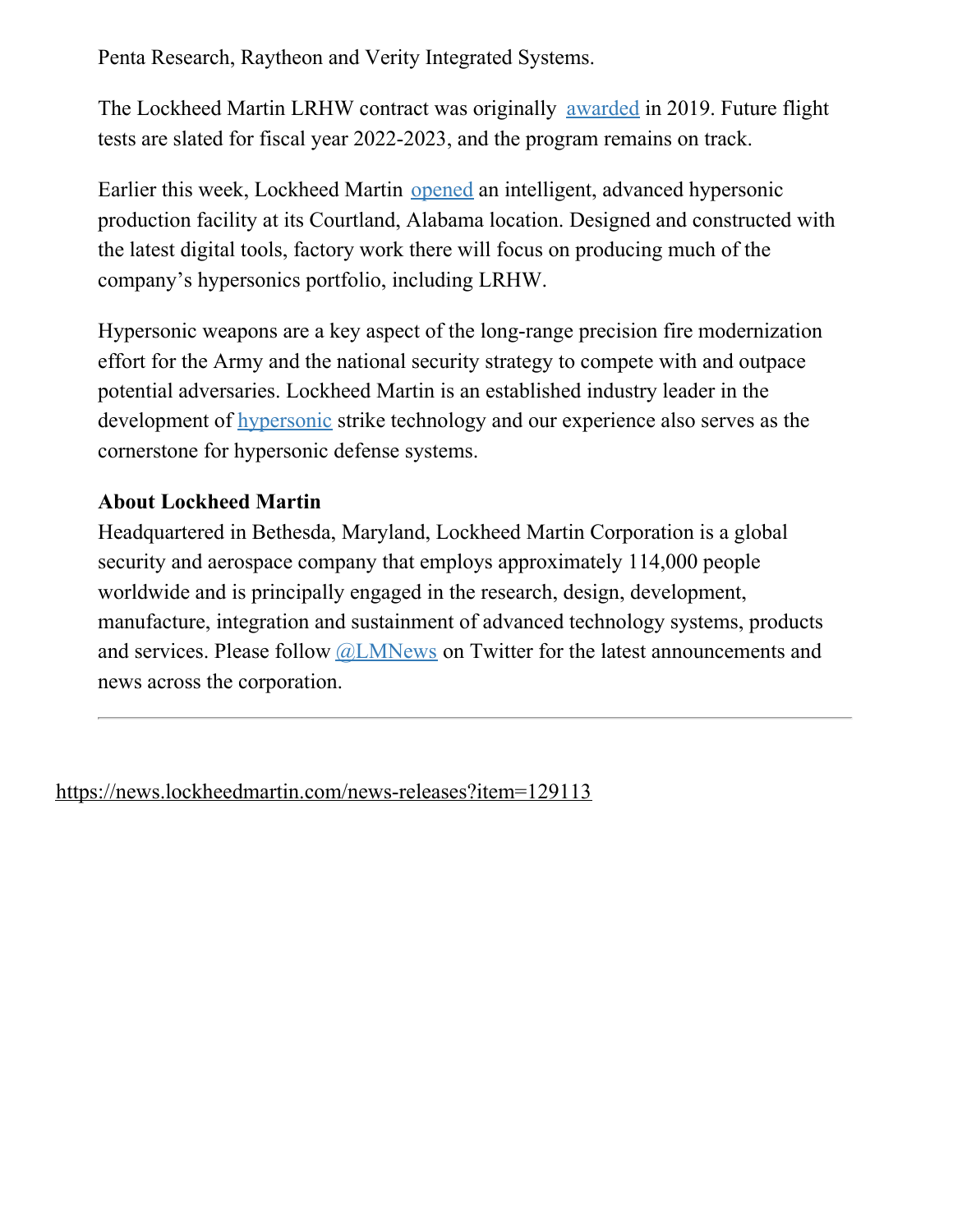Penta Research, Raytheon and Verity Integrated Systems.

The Lockheed Martin LRHW contract was originally awarded in 2019. Future flight tests are slated for fiscal year 2022-2023, and the program remains on track.

Earlier this week, Lockheed Martin opened an intelligent, advanced hypersonic production facility at its Courtland, Alabama location. Designed and constructed with the latest digital tools, factory work there will focus on producing much of the company's hypersonics portfolio, including LRHW.

Hypersonic weapons are a key aspect of the long-range precision fire modernization effort for the Army and the national security strategy to compete with and outpace potential adversaries. Lockheed Martin is an established industry leader in the development of hypersonic strike technology and our experience also serves as the cornerstone for hypersonic defense systems.

**About Lockheed Martin**
Headquartered in Bethesda, Maryland, Lockheed Martin Corporation is a global security and aerospace company that employs approximately 114,000 people worldwide and is principally engaged in the research, design, development, manufacture, integration and sustainment of advanced technology systems, products and services. Please follow @LMNews on Twitter for the latest announcements and news across the corporation.

---

https://news.lockheedmartin.com/news-releases?item=129113